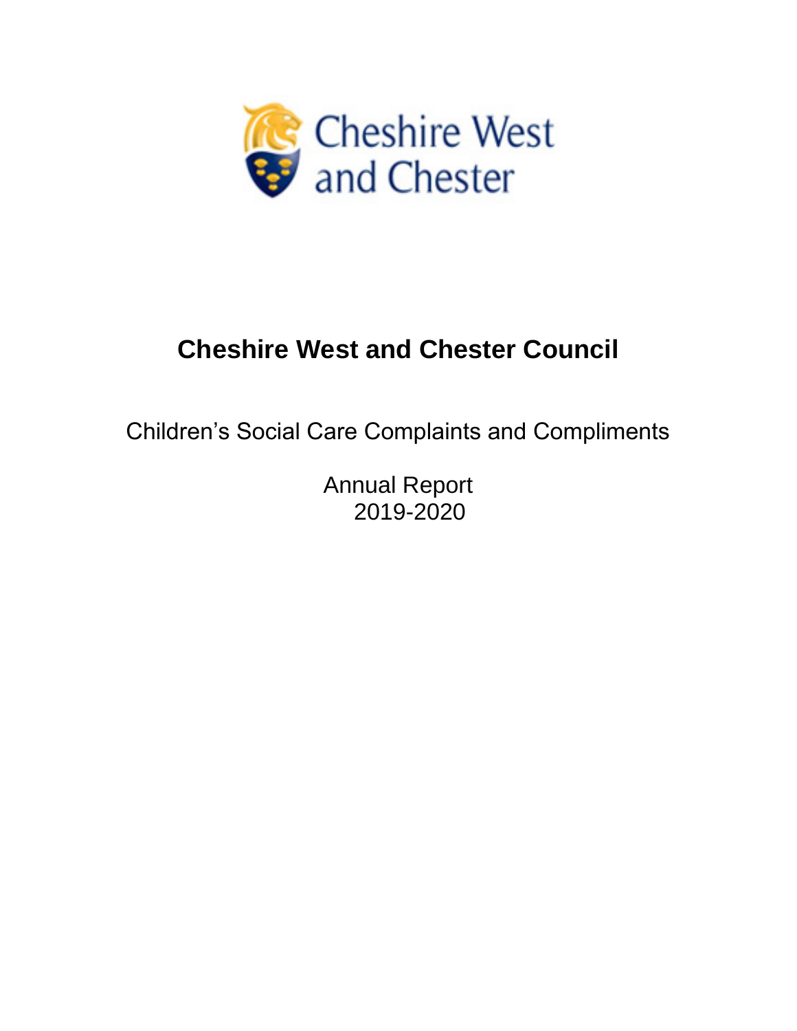# Cheshire West and Chester Council

Children's Social Care Complaints and Compliments

Annual Report
2019-2020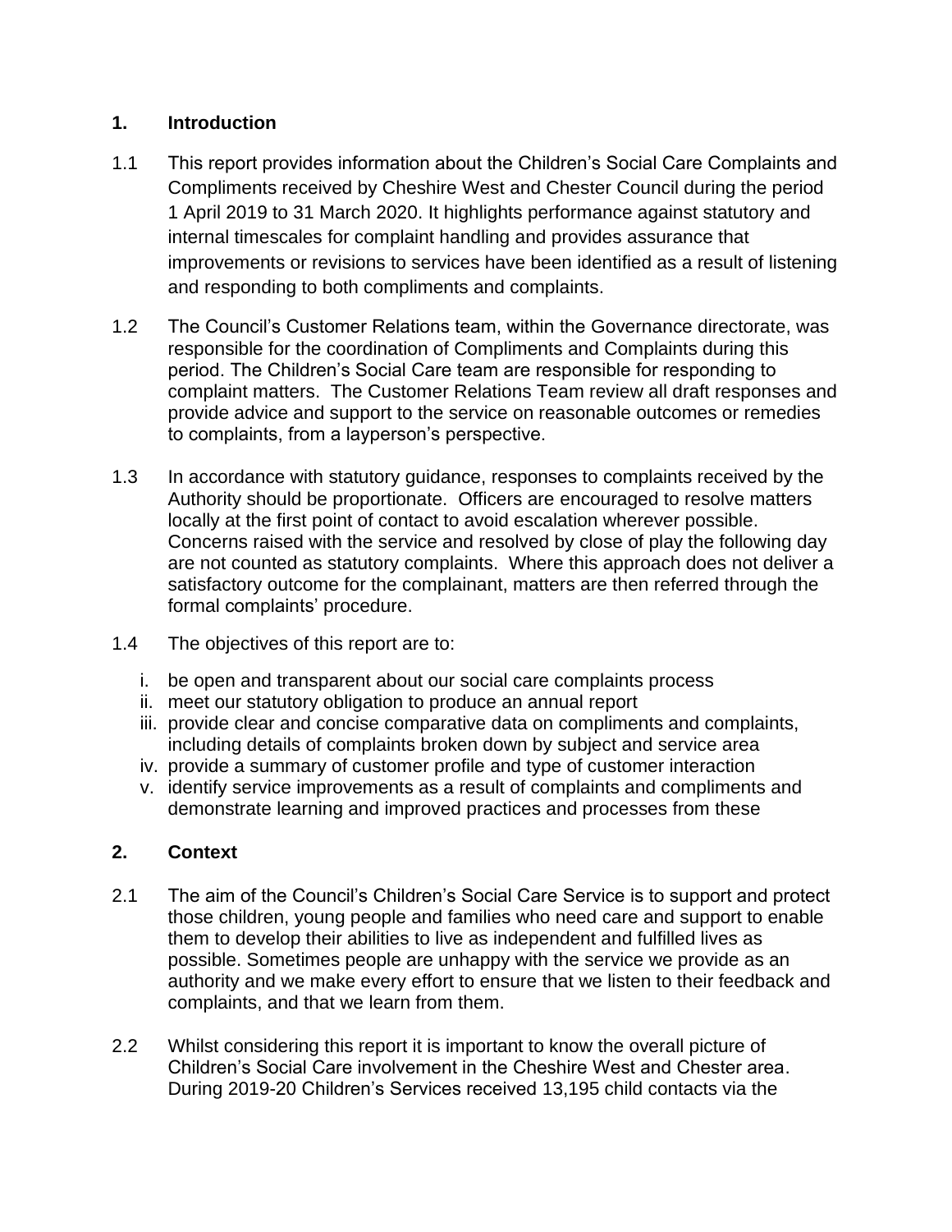## 1. Introduction

1.1 This report provides information about the Children's Social Care Complaints and Compliments received by Cheshire West and Chester Council during the period 1 April 2019 to 31 March 2020. It highlights performance against statutory and internal timescales for complaint handling and provides assurance that improvements or revisions to services have been identified as a result of listening and responding to both compliments and complaints.

1.2 The Council's Customer Relations team, within the Governance directorate, was responsible for the coordination of Compliments and Complaints during this period. The Children's Social Care team are responsible for responding to complaint matters. The Customer Relations Team review all draft responses and provide advice and support to the service on reasonable outcomes or remedies to complaints, from a layperson's perspective.

1.3 In accordance with statutory guidance, responses to complaints received by the Authority should be proportionate. Officers are encouraged to resolve matters locally at the first point of contact to avoid escalation wherever possible. Concerns raised with the service and resolved by close of play the following day are not counted as statutory complaints. Where this approach does not deliver a satisfactory outcome for the complainant, matters are then referred through the formal complaints' procedure.

1.4 The objectives of this report are to:

i. be open and transparent about our social care complaints process
ii. meet our statutory obligation to produce an annual report
iii. provide clear and concise comparative data on compliments and complaints, including details of complaints broken down by subject and service area
iv. provide a summary of customer profile and type of customer interaction
v. identify service improvements as a result of complaints and compliments and demonstrate learning and improved practices and processes from these

## 2. Context

2.1 The aim of the Council's Children's Social Care Service is to support and protect those children, young people and families who need care and support to enable them to develop their abilities to live as independent and fulfilled lives as possible. Sometimes people are unhappy with the service we provide as an authority and we make every effort to ensure that we listen to their feedback and complaints, and that we learn from them.

2.2 Whilst considering this report it is important to know the overall picture of Children's Social Care involvement in the Cheshire West and Chester area. During 2019-20 Children's Services received 13,195 child contacts via the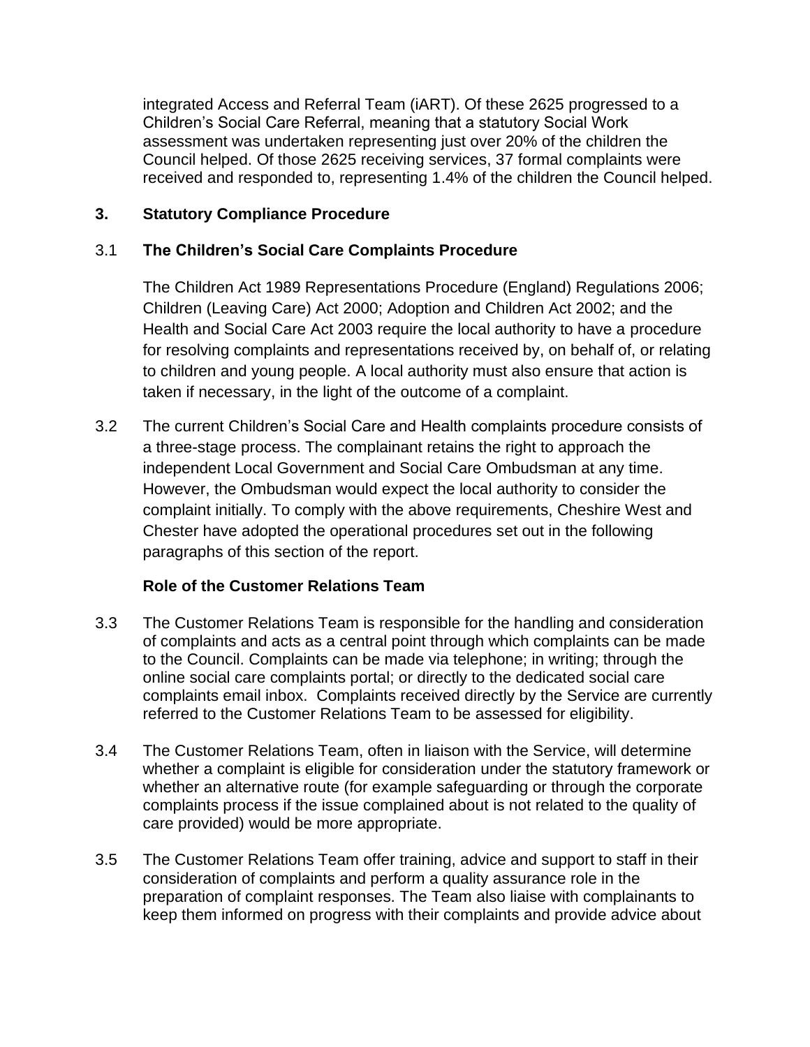integrated Access and Referral Team (iART). Of these 2625 progressed to a Children's Social Care Referral, meaning that a statutory Social Work assessment was undertaken representing just over 20% of the children the Council helped. Of those 2625 receiving services, 37 formal complaints were received and responded to, representing 1.4% of the children the Council helped.

## 3. Statutory Compliance Procedure

### 3.1 The Children's Social Care Complaints Procedure

The Children Act 1989 Representations Procedure (England) Regulations 2006; Children (Leaving Care) Act 2000; Adoption and Children Act 2002; and the Health and Social Care Act 2003 require the local authority to have a procedure for resolving complaints and representations received by, on behalf of, or relating to children and young people. A local authority must also ensure that action is taken if necessary, in the light of the outcome of a complaint.

3.2 The current Children's Social Care and Health complaints procedure consists of a three-stage process. The complainant retains the right to approach the independent Local Government and Social Care Ombudsman at any time. However, the Ombudsman would expect the local authority to consider the complaint initially. To comply with the above requirements, Cheshire West and Chester have adopted the operational procedures set out in the following paragraphs of this section of the report.

**Role of the Customer Relations Team**

3.3 The Customer Relations Team is responsible for the handling and consideration of complaints and acts as a central point through which complaints can be made to the Council. Complaints can be made via telephone; in writing; through the online social care complaints portal; or directly to the dedicated social care complaints email inbox. Complaints received directly by the Service are currently referred to the Customer Relations Team to be assessed for eligibility.

3.4 The Customer Relations Team, often in liaison with the Service, will determine whether a complaint is eligible for consideration under the statutory framework or whether an alternative route (for example safeguarding or through the corporate complaints process if the issue complained about is not related to the quality of care provided) would be more appropriate.

3.5 The Customer Relations Team offer training, advice and support to staff in their consideration of complaints and perform a quality assurance role in the preparation of complaint responses. The Team also liaise with complainants to keep them informed on progress with their complaints and provide advice about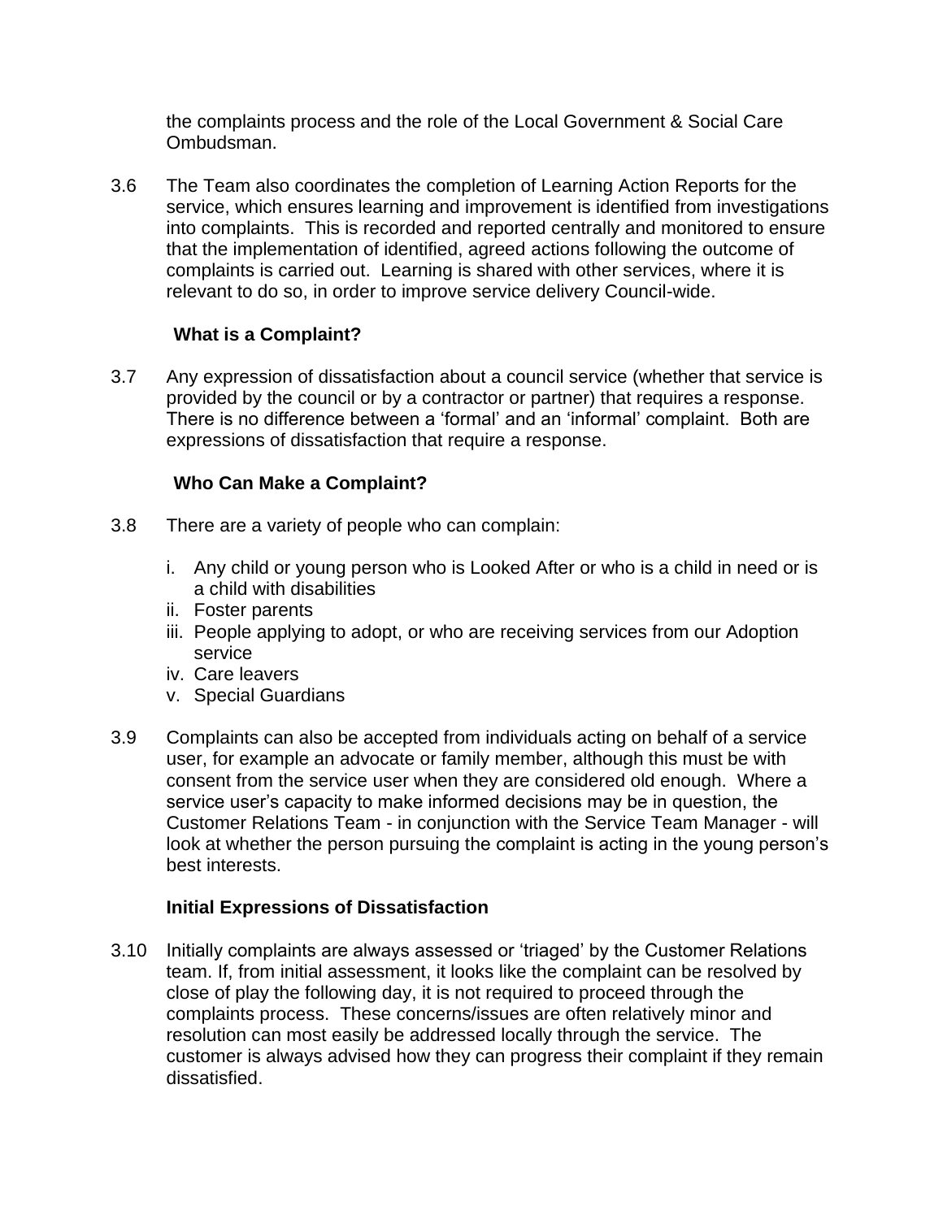the complaints process and the role of the Local Government & Social Care Ombudsman.

3.6 The Team also coordinates the completion of Learning Action Reports for the service, which ensures learning and improvement is identified from investigations into complaints. This is recorded and reported centrally and monitored to ensure that the implementation of identified, agreed actions following the outcome of complaints is carried out. Learning is shared with other services, where it is relevant to do so, in order to improve service delivery Council-wide.

**What is a Complaint?**

3.7 Any expression of dissatisfaction about a council service (whether that service is provided by the council or by a contractor or partner) that requires a response. There is no difference between a 'formal' and an 'informal' complaint. Both are expressions of dissatisfaction that require a response.

**Who Can Make a Complaint?**

3.8 There are a variety of people who can complain:

i. Any child or young person who is Looked After or who is a child in need or is a child with disabilities
ii. Foster parents
iii. People applying to adopt, or who are receiving services from our Adoption service
iv. Care leavers
v. Special Guardians

3.9 Complaints can also be accepted from individuals acting on behalf of a service user, for example an advocate or family member, although this must be with consent from the service user when they are considered old enough. Where a service user's capacity to make informed decisions may be in question, the Customer Relations Team - in conjunction with the Service Team Manager - will look at whether the person pursuing the complaint is acting in the young person's best interests.

**Initial Expressions of Dissatisfaction**

3.10 Initially complaints are always assessed or 'triaged' by the Customer Relations team. If, from initial assessment, it looks like the complaint can be resolved by close of play the following day, it is not required to proceed through the complaints process. These concerns/issues are often relatively minor and resolution can most easily be addressed locally through the service. The customer is always advised how they can progress their complaint if they remain dissatisfied.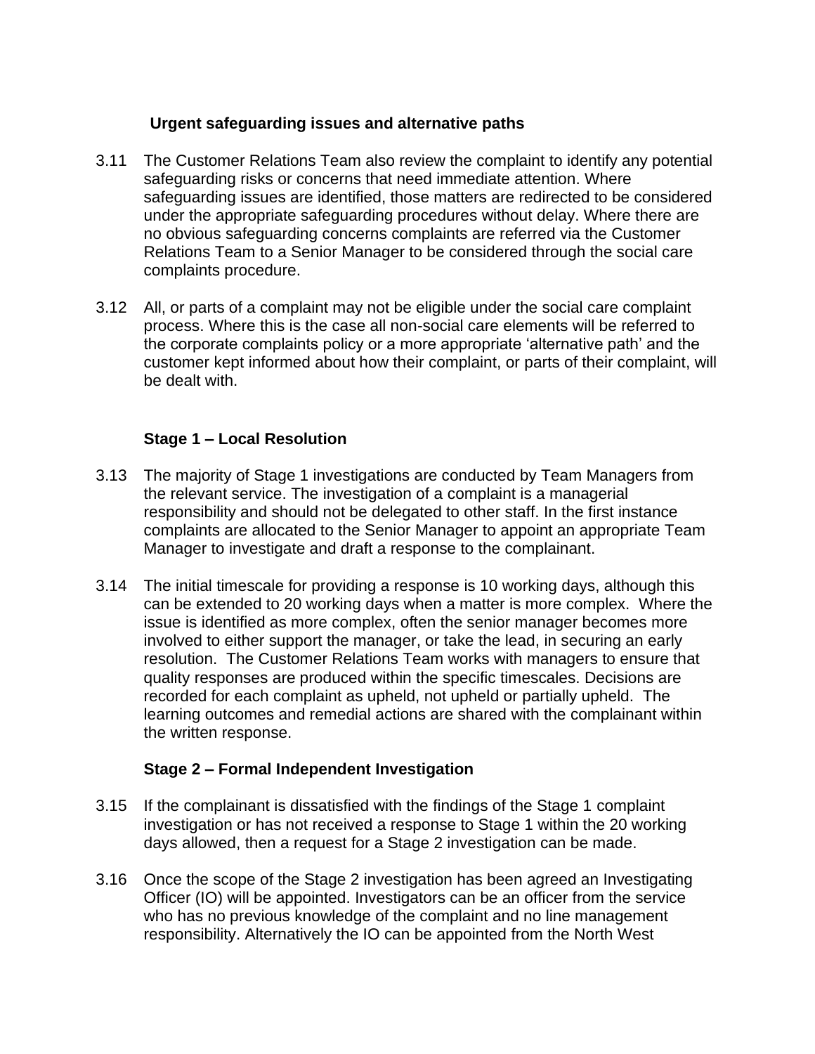### Urgent safeguarding issues and alternative paths

3.11 The Customer Relations Team also review the complaint to identify any potential safeguarding risks or concerns that need immediate attention. Where safeguarding issues are identified, those matters are redirected to be considered under the appropriate safeguarding procedures without delay. Where there are no obvious safeguarding concerns complaints are referred via the Customer Relations Team to a Senior Manager to be considered through the social care complaints procedure.

3.12 All, or parts of a complaint may not be eligible under the social care complaint process. Where this is the case all non-social care elements will be referred to the corporate complaints policy or a more appropriate 'alternative path' and the customer kept informed about how their complaint, or parts of their complaint, will be dealt with.

### Stage 1 – Local Resolution

3.13 The majority of Stage 1 investigations are conducted by Team Managers from the relevant service. The investigation of a complaint is a managerial responsibility and should not be delegated to other staff. In the first instance complaints are allocated to the Senior Manager to appoint an appropriate Team Manager to investigate and draft a response to the complainant.

3.14 The initial timescale for providing a response is 10 working days, although this can be extended to 20 working days when a matter is more complex. Where the issue is identified as more complex, often the senior manager becomes more involved to either support the manager, or take the lead, in securing an early resolution. The Customer Relations Team works with managers to ensure that quality responses are produced within the specific timescales. Decisions are recorded for each complaint as upheld, not upheld or partially upheld. The learning outcomes and remedial actions are shared with the complainant within the written response.

### Stage 2 – Formal Independent Investigation

3.15 If the complainant is dissatisfied with the findings of the Stage 1 complaint investigation or has not received a response to Stage 1 within the 20 working days allowed, then a request for a Stage 2 investigation can be made.

3.16 Once the scope of the Stage 2 investigation has been agreed an Investigating Officer (IO) will be appointed. Investigators can be an officer from the service who has no previous knowledge of the complaint and no line management responsibility. Alternatively the IO can be appointed from the North West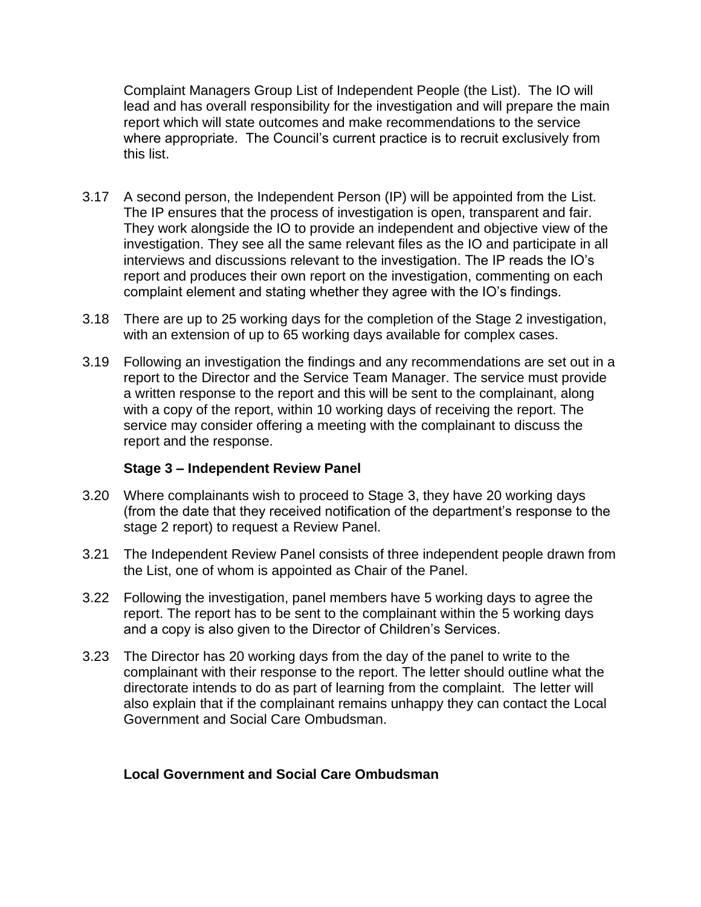Complaint Managers Group List of Independent People (the List). The IO will lead and has overall responsibility for the investigation and will prepare the main report which will state outcomes and make recommendations to the service where appropriate. The Council's current practice is to recruit exclusively from this list.

3.17 A second person, the Independent Person (IP) will be appointed from the List. The IP ensures that the process of investigation is open, transparent and fair. They work alongside the IO to provide an independent and objective view of the investigation. They see all the same relevant files as the IO and participate in all interviews and discussions relevant to the investigation. The IP reads the IO's report and produces their own report on the investigation, commenting on each complaint element and stating whether they agree with the IO's findings.

3.18 There are up to 25 working days for the completion of the Stage 2 investigation, with an extension of up to 65 working days available for complex cases.

3.19 Following an investigation the findings and any recommendations are set out in a report to the Director and the Service Team Manager. The service must provide a written response to the report and this will be sent to the complainant, along with a copy of the report, within 10 working days of receiving the report. The service may consider offering a meeting with the complainant to discuss the report and the response.

**Stage 3 – Independent Review Panel**

3.20 Where complainants wish to proceed to Stage 3, they have 20 working days (from the date that they received notification of the department's response to the stage 2 report) to request a Review Panel.

3.21 The Independent Review Panel consists of three independent people drawn from the List, one of whom is appointed as Chair of the Panel.

3.22 Following the investigation, panel members have 5 working days to agree the report. The report has to be sent to the complainant within the 5 working days and a copy is also given to the Director of Children's Services.

3.23 The Director has 20 working days from the day of the panel to write to the complainant with their response to the report. The letter should outline what the directorate intends to do as part of learning from the complaint. The letter will also explain that if the complainant remains unhappy they can contact the Local Government and Social Care Ombudsman.

**Local Government and Social Care Ombudsman**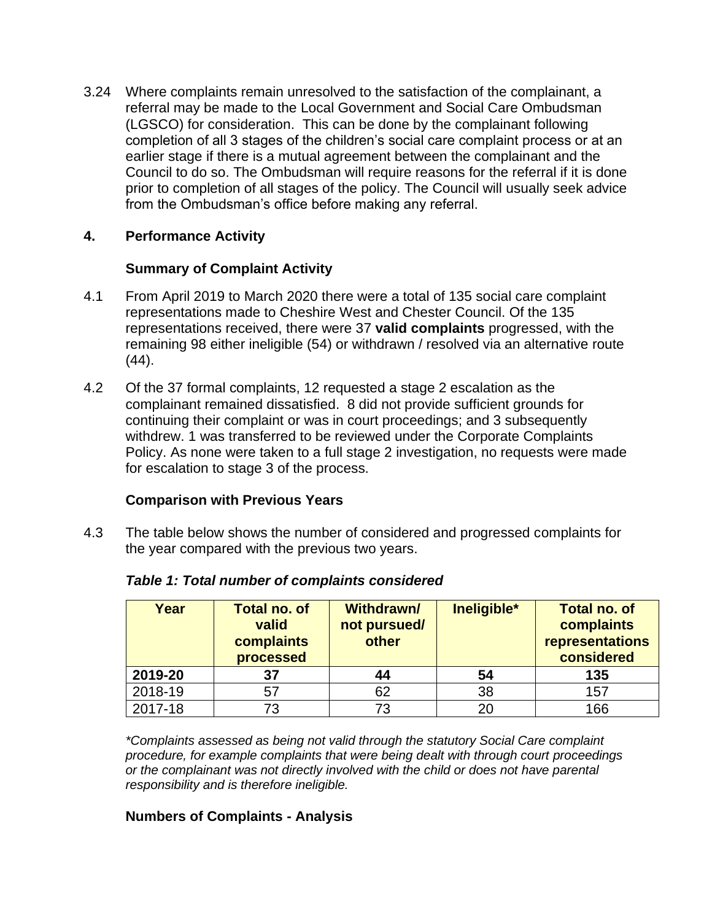3.24 Where complaints remain unresolved to the satisfaction of the complainant, a referral may be made to the Local Government and Social Care Ombudsman (LGSCO) for consideration. This can be done by the complainant following completion of all 3 stages of the children's social care complaint process or at an earlier stage if there is a mutual agreement between the complainant and the Council to do so. The Ombudsman will require reasons for the referral if it is done prior to completion of all stages of the policy. The Council will usually seek advice from the Ombudsman's office before making any referral.

## 4. Performance Activity

### Summary of Complaint Activity

4.1 From April 2019 to March 2020 there were a total of 135 social care complaint representations made to Cheshire West and Chester Council. Of the 135 representations received, there were 37 **valid complaints** progressed, with the remaining 98 either ineligible (54) or withdrawn / resolved via an alternative route (44).

4.2 Of the 37 formal complaints, 12 requested a stage 2 escalation as the complainant remained dissatisfied. 8 did not provide sufficient grounds for continuing their complaint or was in court proceedings; and 3 subsequently withdrew. 1 was transferred to be reviewed under the Corporate Complaints Policy. As none were taken to a full stage 2 investigation, no requests were made for escalation to stage 3 of the process.

### Comparison with Previous Years

4.3 The table below shows the number of considered and progressed complaints for the year compared with the previous two years.

***Table 1: Total number of complaints considered***

| Year | Total no. of valid complaints processed | Withdrawn/ not pursued/ other | Ineligible* | Total no. of complaints representations considered |
|---|---|---|---|---|
| **2019-20** | **37** | **44** | **54** | **135** |
| 2018-19 | 57 | 62 | 38 | 157 |
| 2017-18 | 73 | 73 | 20 | 166 |

*\*Complaints assessed as being not valid through the statutory Social Care complaint procedure, for example complaints that were being dealt with through court proceedings or the complainant was not directly involved with the child or does not have parental responsibility and is therefore ineligible.*

### Numbers of Complaints - Analysis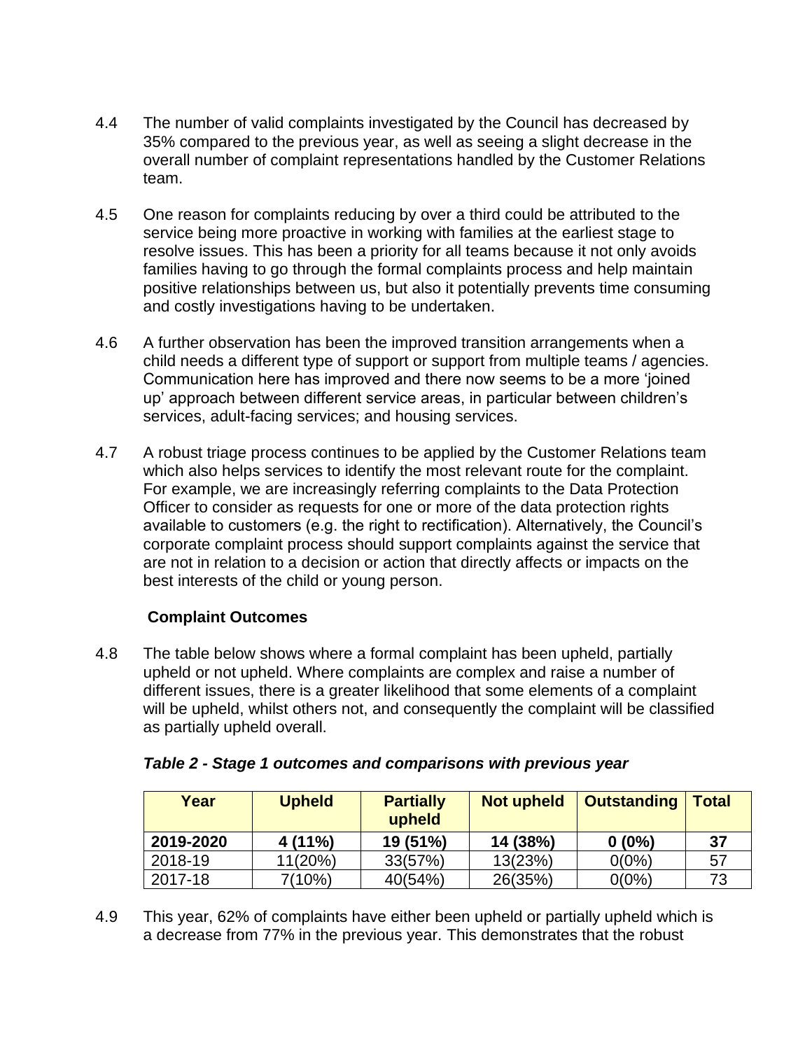4.4 The number of valid complaints investigated by the Council has decreased by 35% compared to the previous year, as well as seeing a slight decrease in the overall number of complaint representations handled by the Customer Relations team.

4.5 One reason for complaints reducing by over a third could be attributed to the service being more proactive in working with families at the earliest stage to resolve issues. This has been a priority for all teams because it not only avoids families having to go through the formal complaints process and help maintain positive relationships between us, but also it potentially prevents time consuming and costly investigations having to be undertaken.

4.6 A further observation has been the improved transition arrangements when a child needs a different type of support or support from multiple teams / agencies. Communication here has improved and there now seems to be a more 'joined up' approach between different service areas, in particular between children's services, adult-facing services; and housing services.

4.7 A robust triage process continues to be applied by the Customer Relations team which also helps services to identify the most relevant route for the complaint. For example, we are increasingly referring complaints to the Data Protection Officer to consider as requests for one or more of the data protection rights available to customers (e.g. the right to rectification). Alternatively, the Council's corporate complaint process should support complaints against the service that are not in relation to a decision or action that directly affects or impacts on the best interests of the child or young person.

### Complaint Outcomes

4.8 The table below shows where a formal complaint has been upheld, partially upheld or not upheld. Where complaints are complex and raise a number of different issues, there is a greater likelihood that some elements of a complaint will be upheld, whilst others not, and consequently the complaint will be classified as partially upheld overall.

***Table 2 - Stage 1 outcomes and comparisons with previous year***

| Year | Upheld | Partially upheld | Not upheld | Outstanding | Total |
|---|---|---|---|---|---|
| **2019-2020** | **4 (11%)** | **19 (51%)** | **14 (38%)** | **0 (0%)** | **37** |
| 2018-19 | 11(20%) | 33(57%) | 13(23%) | 0(0%) | 57 |
| 2017-18 | 7(10%) | 40(54%) | 26(35%) | 0(0%) | 73 |

4.9 This year, 62% of complaints have either been upheld or partially upheld which is a decrease from 77% in the previous year. This demonstrates that the robust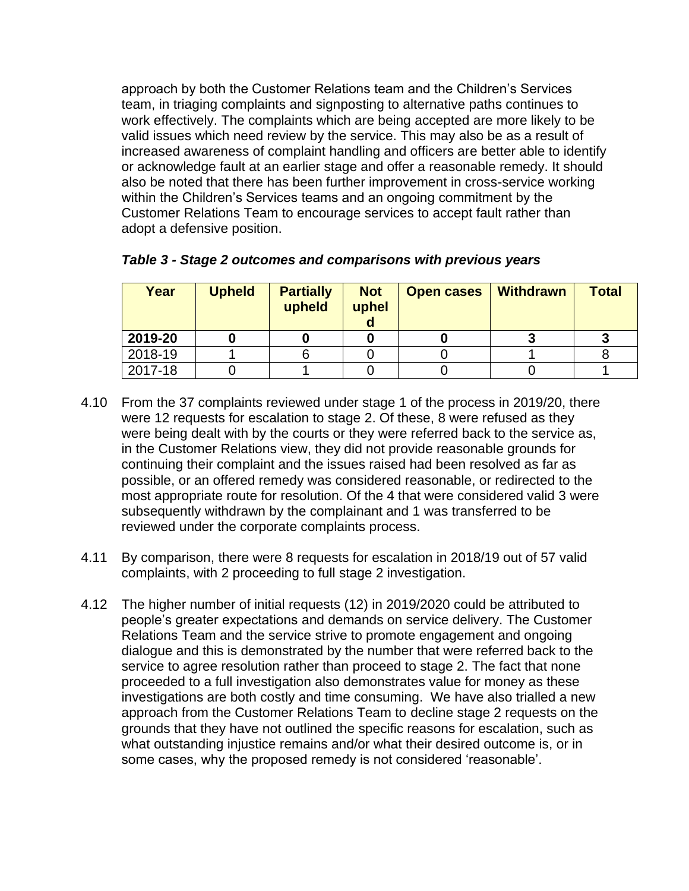approach by both the Customer Relations team and the Children's Services team, in triaging complaints and signposting to alternative paths continues to work effectively. The complaints which are being accepted are more likely to be valid issues which need review by the service. This may also be as a result of increased awareness of complaint handling and officers are better able to identify or acknowledge fault at an earlier stage and offer a reasonable remedy. It should also be noted that there has been further improvement in cross-service working within the Children's Services teams and an ongoing commitment by the Customer Relations Team to encourage services to accept fault rather than adopt a defensive position.

***Table 3 - Stage 2 outcomes and comparisons with previous years***

| Year | Upheld | Partially upheld | Not upheld | Open cases | Withdrawn | Total |
|---|---|---|---|---|---|---|
| **2019-20** | **0** | **0** | **0** | **0** | **3** | **3** |
| 2018-19 | 1 | 6 | 0 | 0 | 1 | 8 |
| 2017-18 | 0 | 1 | 0 | 0 | 0 | 1 |

4.10 From the 37 complaints reviewed under stage 1 of the process in 2019/20, there were 12 requests for escalation to stage 2. Of these, 8 were refused as they were being dealt with by the courts or they were referred back to the service as, in the Customer Relations view, they did not provide reasonable grounds for continuing their complaint and the issues raised had been resolved as far as possible, or an offered remedy was considered reasonable, or redirected to the most appropriate route for resolution. Of the 4 that were considered valid 3 were subsequently withdrawn by the complainant and 1 was transferred to be reviewed under the corporate complaints process.

4.11 By comparison, there were 8 requests for escalation in 2018/19 out of 57 valid complaints, with 2 proceeding to full stage 2 investigation.

4.12 The higher number of initial requests (12) in 2019/2020 could be attributed to people's greater expectations and demands on service delivery. The Customer Relations Team and the service strive to promote engagement and ongoing dialogue and this is demonstrated by the number that were referred back to the service to agree resolution rather than proceed to stage 2. The fact that none proceeded to a full investigation also demonstrates value for money as these investigations are both costly and time consuming. We have also trialled a new approach from the Customer Relations Team to decline stage 2 requests on the grounds that they have not outlined the specific reasons for escalation, such as what outstanding injustice remains and/or what their desired outcome is, or in some cases, why the proposed remedy is not considered 'reasonable'.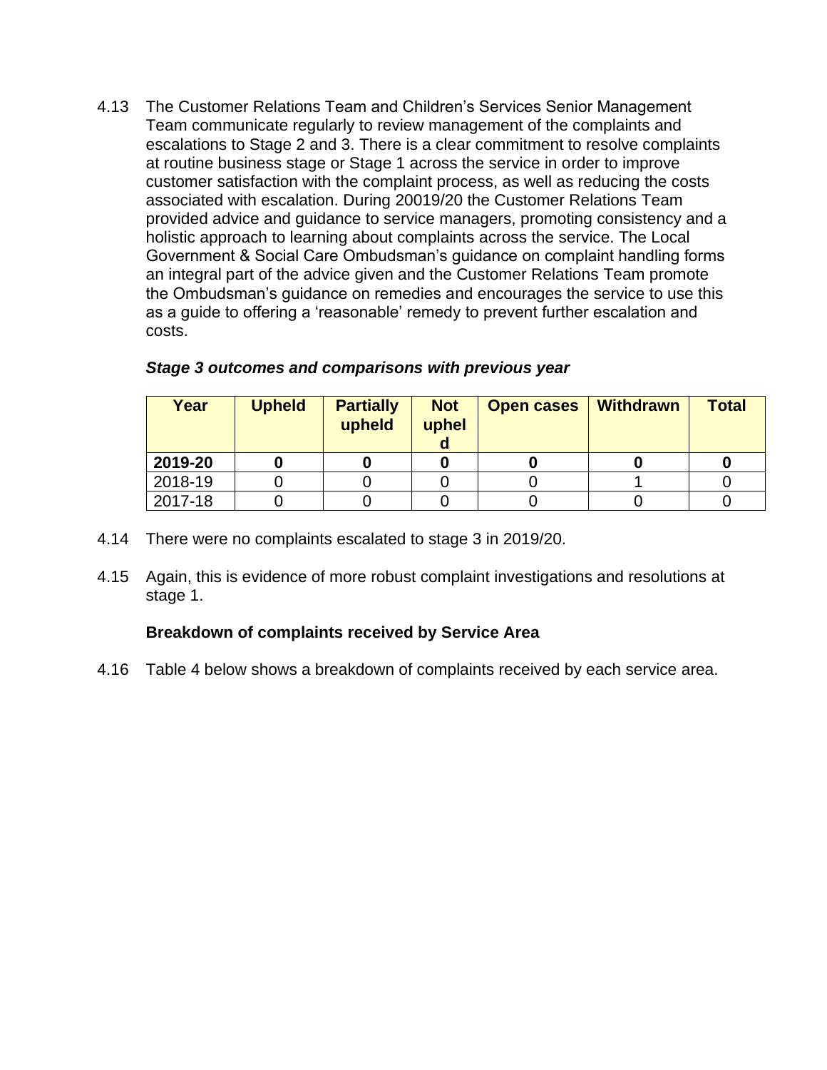4.13 The Customer Relations Team and Children's Services Senior Management Team communicate regularly to review management of the complaints and escalations to Stage 2 and 3. There is a clear commitment to resolve complaints at routine business stage or Stage 1 across the service in order to improve customer satisfaction with the complaint process, as well as reducing the costs associated with escalation. During 20019/20 the Customer Relations Team provided advice and guidance to service managers, promoting consistency and a holistic approach to learning about complaints across the service. The Local Government & Social Care Ombudsman's guidance on complaint handling forms an integral part of the advice given and the Customer Relations Team promote the Ombudsman's guidance on remedies and encourages the service to use this as a guide to offering a 'reasonable' remedy to prevent further escalation and costs.

***Stage 3 outcomes and comparisons with previous year***

| Year | Upheld | Partially upheld | Not upheld | Open cases | Withdrawn | Total |
|---|---|---|---|---|---|---|
| **2019-20** | **0** | **0** | **0** | **0** | **0** | **0** |
| 2018-19 | 0 | 0 | 0 | 0 | 1 | 0 |
| 2017-18 | 0 | 0 | 0 | 0 | 0 | 0 |

4.14 There were no complaints escalated to stage 3 in 2019/20.

4.15 Again, this is evidence of more robust complaint investigations and resolutions at stage 1.

**Breakdown of complaints received by Service Area**

4.16 Table 4 below shows a breakdown of complaints received by each service area.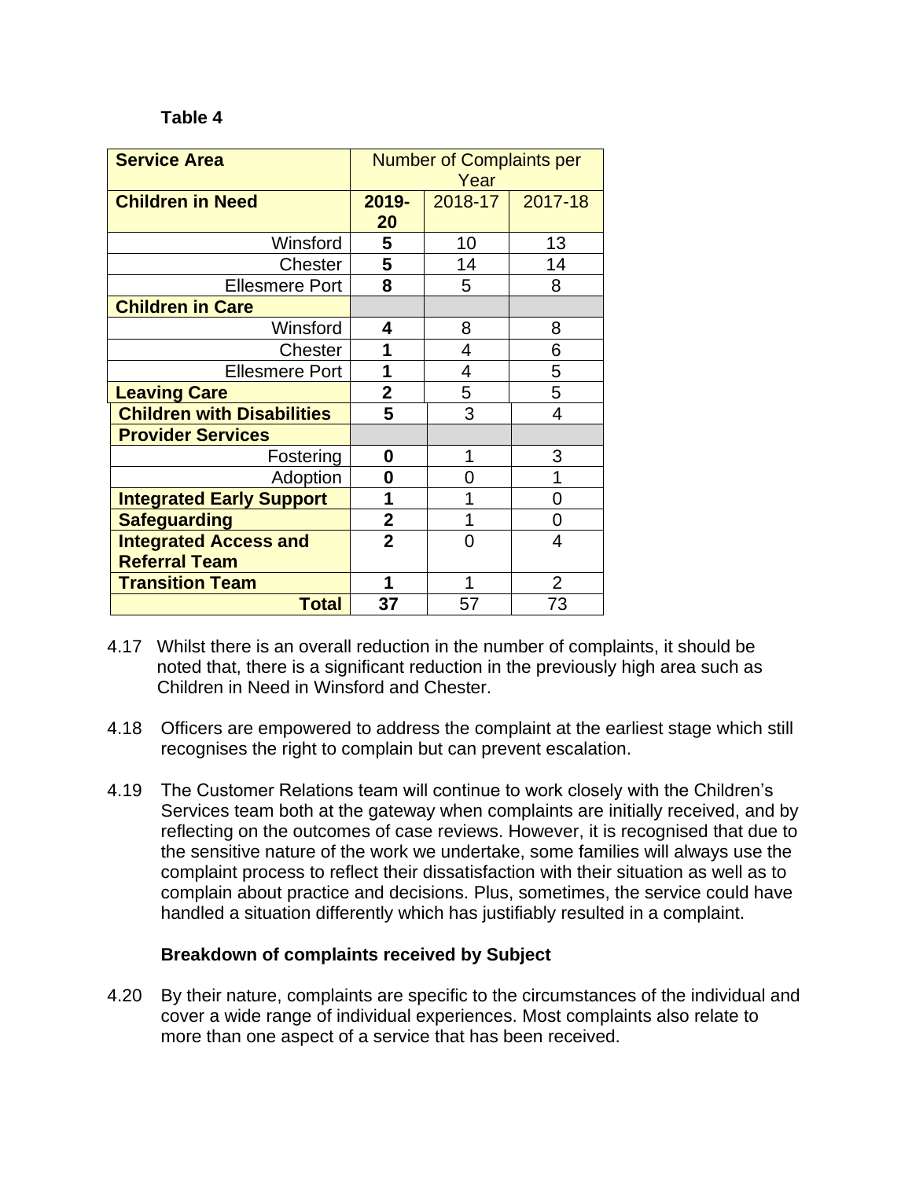**Table 4**

| Service Area | Number of Complaints per Year | | |
|---|---|---|---|
| **Children in Need** | **2019-20** | 2018-17 | 2017-18 |
| Winsford | **5** | 10 | 13 |
| Chester | **5** | 14 | 14 |
| Ellesmere Port | **8** | 5 | 8 |
| **Children in Care** | | | |
| Winsford | **4** | 8 | 8 |
| Chester | **1** | 4 | 6 |
| Ellesmere Port | **1** | 4 | 5 |
| **Leaving Care** | **2** | 5 | 5 |
| **Children with Disabilities** | **5** | 3 | 4 |
| **Provider Services** | | | |
| Fostering | **0** | 1 | 3 |
| Adoption | **0** | 0 | 1 |
| **Integrated Early Support** | **1** | 1 | 0 |
| **Safeguarding** | **2** | 1 | 0 |
| **Integrated Access and Referral Team** | **2** | 0 | 4 |
| **Transition Team** | **1** | 1 | 2 |
| **Total** | **37** | 57 | 73 |

4.17 Whilst there is an overall reduction in the number of complaints, it should be noted that, there is a significant reduction in the previously high area such as Children in Need in Winsford and Chester.

4.18 Officers are empowered to address the complaint at the earliest stage which still recognises the right to complain but can prevent escalation.

4.19 The Customer Relations team will continue to work closely with the Children's Services team both at the gateway when complaints are initially received, and by reflecting on the outcomes of case reviews. However, it is recognised that due to the sensitive nature of the work we undertake, some families will always use the complaint process to reflect their dissatisfaction with their situation as well as to complain about practice and decisions. Plus, sometimes, the service could have handled a situation differently which has justifiably resulted in a complaint.

**Breakdown of complaints received by Subject**

4.20 By their nature, complaints are specific to the circumstances of the individual and cover a wide range of individual experiences. Most complaints also relate to more than one aspect of a service that has been received.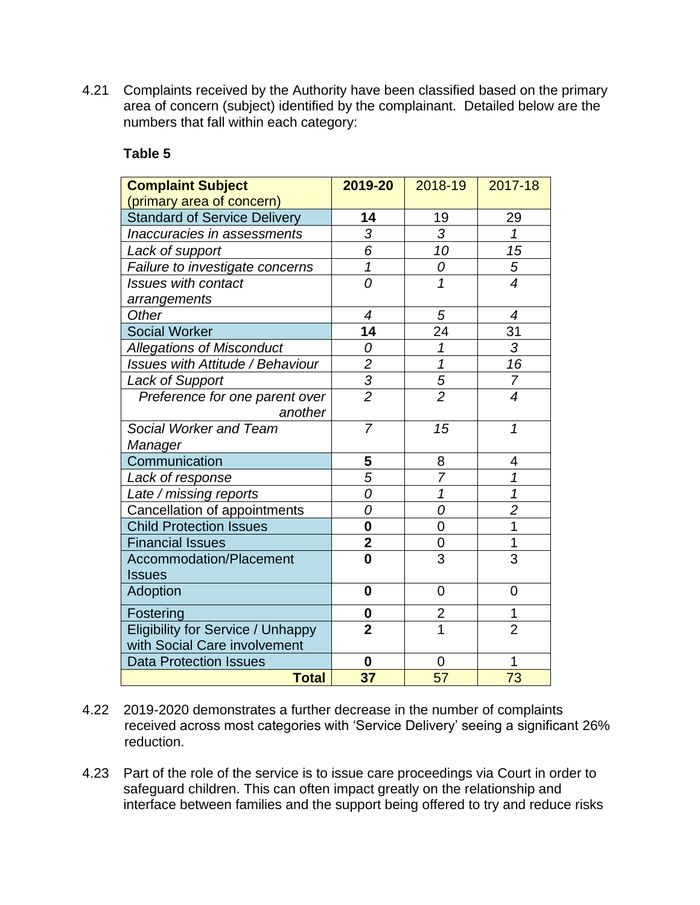4.21 Complaints received by the Authority have been classified based on the primary area of concern (subject) identified by the complainant. Detailed below are the numbers that fall within each category:

**Table 5**

| **Complaint Subject** (primary area of concern) | **2019-20** | 2018-19 | 2017-18 |
|---|---|---|---|
| Standard of Service Delivery | **14** | 19 | 29 |
| *Inaccuracies in assessments* | *3* | *3* | *1* |
| *Lack of support* | *6* | *10* | *15* |
| *Failure to investigate concerns* | *1* | *0* | *5* |
| *Issues with contact arrangements* | *0* | *1* | *4* |
| *Other* | *4* | *5* | *4* |
| Social Worker | **14** | 24 | 31 |
| *Allegations of Misconduct* | *0* | *1* | *3* |
| *Issues with Attitude / Behaviour* | *2* | *1* | *16* |
| *Lack of Support* | *3* | *5* | *7* |
| *Preference for one parent over another* | *2* | *2* | *4* |
| *Social Worker and Team Manager* | *7* | *15* | *1* |
| Communication | **5** | 8 | 4 |
| *Lack of response* | *5* | *7* | *1* |
| *Late / missing reports* | *0* | *1* | *1* |
| Cancellation of appointments | *0* | *0* | *2* |
| Child Protection Issues | **0** | 0 | 1 |
| Financial Issues | **2** | 0 | 1 |
| Accommodation/Placement Issues | **0** | 3 | 3 |
| Adoption | **0** | 0 | 0 |
| Fostering | **0** | 2 | 1 |
| Eligibility for Service / Unhappy with Social Care involvement | **2** | 1 | 2 |
| Data Protection Issues | **0** | 0 | 1 |
| **Total** | **37** | 57 | 73 |

4.22 2019-2020 demonstrates a further decrease in the number of complaints received across most categories with 'Service Delivery' seeing a significant 26% reduction.

4.23 Part of the role of the service is to issue care proceedings via Court in order to safeguard children. This can often impact greatly on the relationship and interface between families and the support being offered to try and reduce risks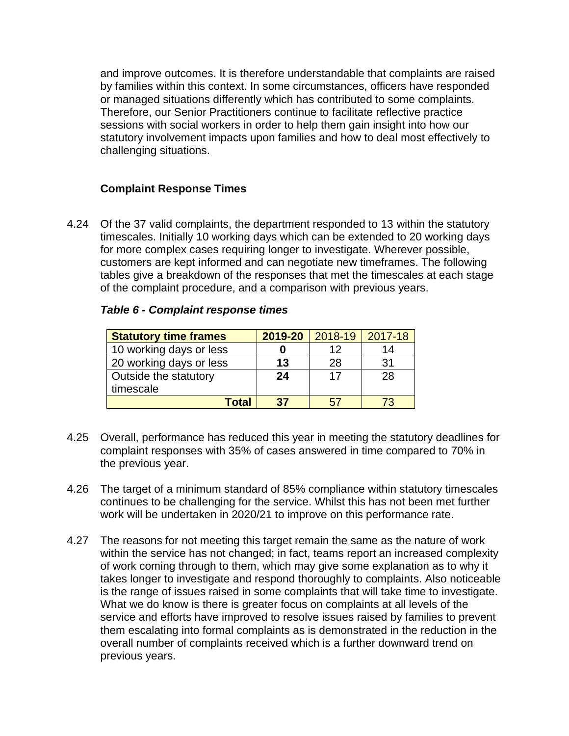and improve outcomes. It is therefore understandable that complaints are raised by families within this context. In some circumstances, officers have responded or managed situations differently which has contributed to some complaints. Therefore, our Senior Practitioners continue to facilitate reflective practice sessions with social workers in order to help them gain insight into how our statutory involvement impacts upon families and how to deal most effectively to challenging situations.

**Complaint Response Times**

4.24 Of the 37 valid complaints, the department responded to 13 within the statutory timescales. Initially 10 working days which can be extended to 20 working days for more complex cases requiring longer to investigate. Wherever possible, customers are kept informed and can negotiate new timeframes. The following tables give a breakdown of the responses that met the timescales at each stage of the complaint procedure, and a comparison with previous years.

***Table 6 - Complaint response times***

| **Statutory time frames** | **2019-20** | 2018-19 | 2017-18 |
|---|---|---|---|
| 10 working days or less | **0** | 12 | 14 |
| 20 working days or less | **13** | 28 | 31 |
| Outside the statutory timescale | **24** | 17 | 28 |
| **Total** | **37** | 57 | 73 |

4.25 Overall, performance has reduced this year in meeting the statutory deadlines for complaint responses with 35% of cases answered in time compared to 70% in the previous year.

4.26 The target of a minimum standard of 85% compliance within statutory timescales continues to be challenging for the service. Whilst this has not been met further work will be undertaken in 2020/21 to improve on this performance rate.

4.27 The reasons for not meeting this target remain the same as the nature of work within the service has not changed; in fact, teams report an increased complexity of work coming through to them, which may give some explanation as to why it takes longer to investigate and respond thoroughly to complaints. Also noticeable is the range of issues raised in some complaints that will take time to investigate. What we do know is there is greater focus on complaints at all levels of the service and efforts have improved to resolve issues raised by families to prevent them escalating into formal complaints as is demonstrated in the reduction in the overall number of complaints received which is a further downward trend on previous years.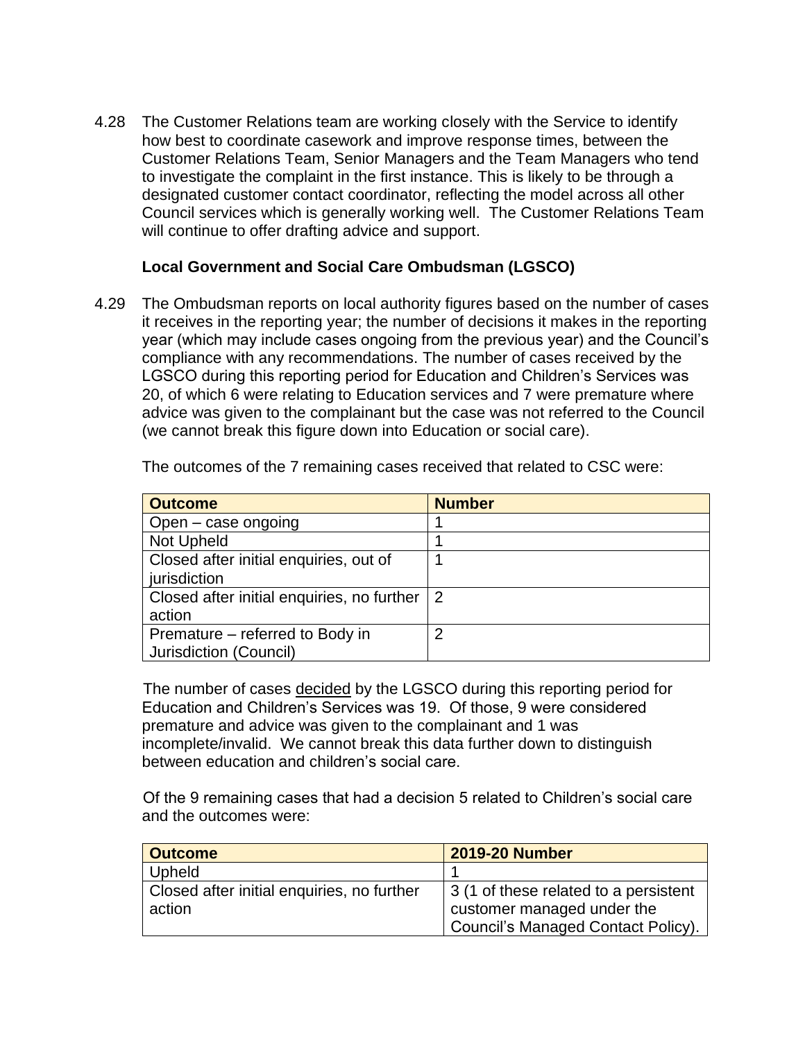4.28 The Customer Relations team are working closely with the Service to identify how best to coordinate casework and improve response times, between the Customer Relations Team, Senior Managers and the Team Managers who tend to investigate the complaint in the first instance. This is likely to be through a designated customer contact coordinator, reflecting the model across all other Council services which is generally working well. The Customer Relations Team will continue to offer drafting advice and support.

**Local Government and Social Care Ombudsman (LGSCO)**

4.29 The Ombudsman reports on local authority figures based on the number of cases it receives in the reporting year; the number of decisions it makes in the reporting year (which may include cases ongoing from the previous year) and the Council's compliance with any recommendations. The number of cases received by the LGSCO during this reporting period for Education and Children's Services was 20, of which 6 were relating to Education services and 7 were premature where advice was given to the complainant but the case was not referred to the Council (we cannot break this figure down into Education or social care).

The outcomes of the 7 remaining cases received that related to CSC were:

| Outcome | Number |
|---|---|
| Open – case ongoing | 1 |
| Not Upheld | 1 |
| Closed after initial enquiries, out of jurisdiction | 1 |
| Closed after initial enquiries, no further action | 2 |
| Premature – referred to Body in Jurisdiction (Council) | 2 |

The number of cases <u>decided</u> by the LGSCO during this reporting period for Education and Children's Services was 19. Of those, 9 were considered premature and advice was given to the complainant and 1 was incomplete/invalid. We cannot break this data further down to distinguish between education and children's social care.

Of the 9 remaining cases that had a decision 5 related to Children's social care and the outcomes were:

| Outcome | 2019-20 Number |
|---|---|
| Upheld | 1 |
| Closed after initial enquiries, no further action | 3 (1 of these related to a persistent customer managed under the Council's Managed Contact Policy). |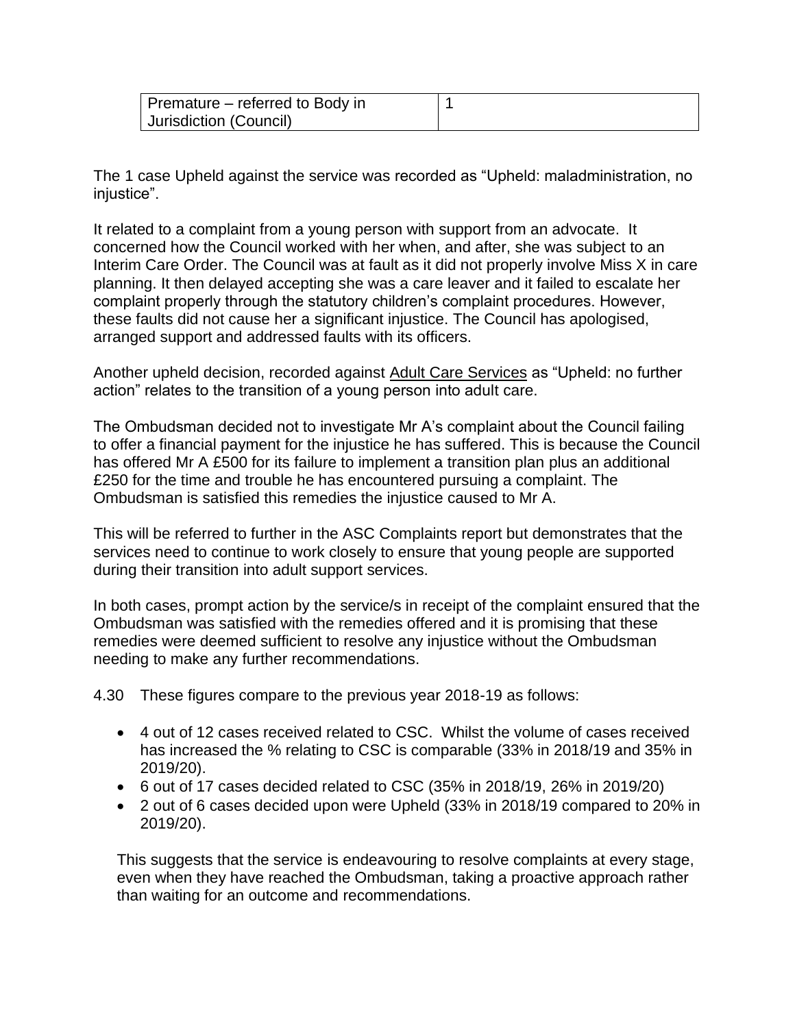| Premature – referred to Body in Jurisdiction (Council) | 1 |
| --- | --- |

The 1 case Upheld against the service was recorded as "Upheld: maladministration, no injustice".

It related to a complaint from a young person with support from an advocate. It concerned how the Council worked with her when, and after, she was subject to an Interim Care Order. The Council was at fault as it did not properly involve Miss X in care planning. It then delayed accepting she was a care leaver and it failed to escalate her complaint properly through the statutory children's complaint procedures. However, these faults did not cause her a significant injustice. The Council has apologised, arranged support and addressed faults with its officers.

Another upheld decision, recorded against Adult Care Services as "Upheld: no further action" relates to the transition of a young person into adult care.

The Ombudsman decided not to investigate Mr A's complaint about the Council failing to offer a financial payment for the injustice he has suffered. This is because the Council has offered Mr A £500 for its failure to implement a transition plan plus an additional £250 for the time and trouble he has encountered pursuing a complaint. The Ombudsman is satisfied this remedies the injustice caused to Mr A.

This will be referred to further in the ASC Complaints report but demonstrates that the services need to continue to work closely to ensure that young people are supported during their transition into adult support services.

In both cases, prompt action by the service/s in receipt of the complaint ensured that the Ombudsman was satisfied with the remedies offered and it is promising that these remedies were deemed sufficient to resolve any injustice without the Ombudsman needing to make any further recommendations.

4.30 These figures compare to the previous year 2018-19 as follows:

- 4 out of 12 cases received related to CSC. Whilst the volume of cases received has increased the % relating to CSC is comparable (33% in 2018/19 and 35% in 2019/20).
- 6 out of 17 cases decided related to CSC (35% in 2018/19, 26% in 2019/20)
- 2 out of 6 cases decided upon were Upheld (33% in 2018/19 compared to 20% in 2019/20).

This suggests that the service is endeavouring to resolve complaints at every stage, even when they have reached the Ombudsman, taking a proactive approach rather than waiting for an outcome and recommendations.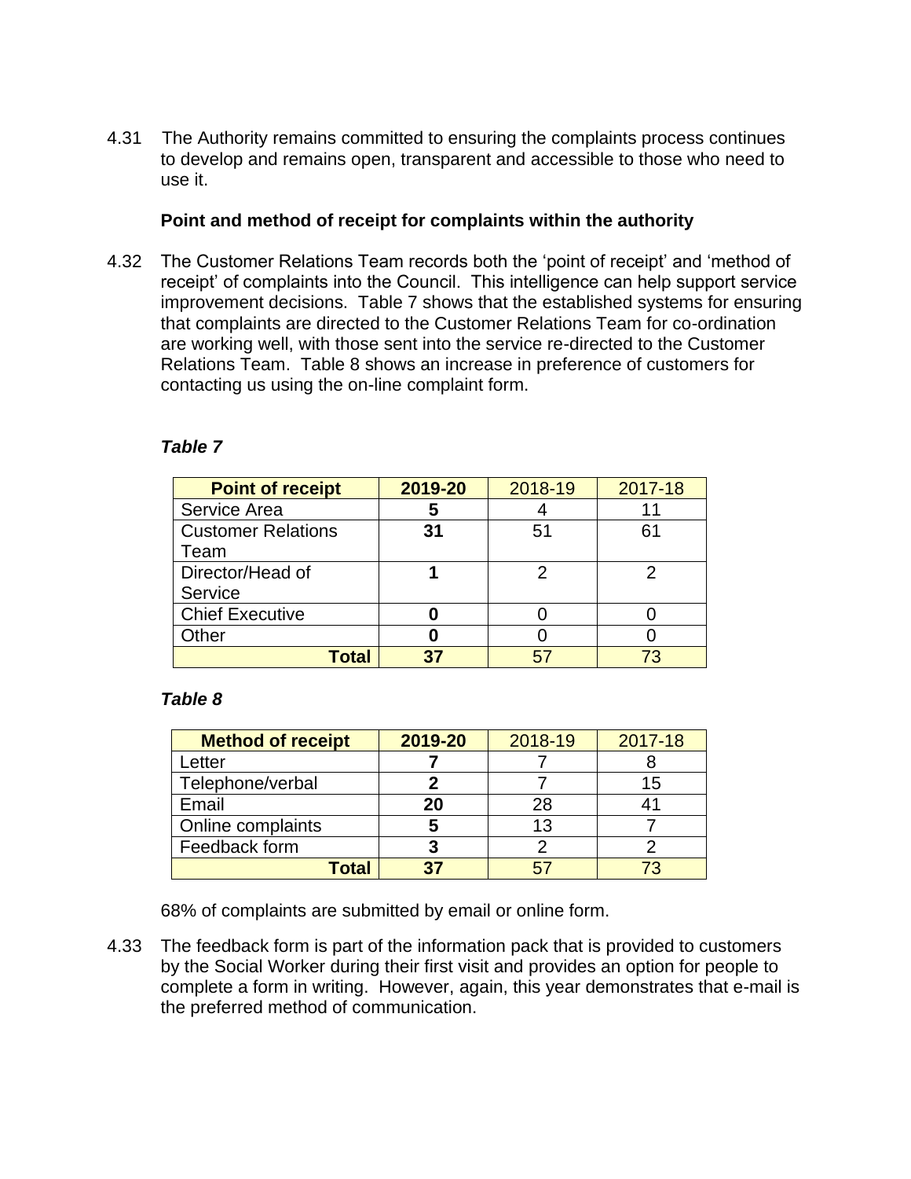4.31 The Authority remains committed to ensuring the complaints process continues to develop and remains open, transparent and accessible to those who need to use it.

**Point and method of receipt for complaints within the authority**

4.32 The Customer Relations Team records both the 'point of receipt' and 'method of receipt' of complaints into the Council. This intelligence can help support service improvement decisions. Table 7 shows that the established systems for ensuring that complaints are directed to the Customer Relations Team for co-ordination are working well, with those sent into the service re-directed to the Customer Relations Team. Table 8 shows an increase in preference of customers for contacting us using the on-line complaint form.

***Table 7***

| **Point of receipt** | **2019-20** | 2018-19 | 2017-18 |
|---|---|---|---|
| Service Area | **5** | 4 | 11 |
| Customer Relations Team | **31** | 51 | 61 |
| Director/Head of Service | **1** | 2 | 2 |
| Chief Executive | **0** | 0 | 0 |
| Other | **0** | 0 | 0 |
| **Total** | **37** | 57 | 73 |

***Table 8***

| **Method of receipt** | **2019-20** | 2018-19 | 2017-18 |
|---|---|---|---|
| Letter | **7** | 7 | 8 |
| Telephone/verbal | **2** | 7 | 15 |
| Email | **20** | 28 | 41 |
| Online complaints | **5** | 13 | 7 |
| Feedback form | **3** | 2 | 2 |
| **Total** | **37** | 57 | 73 |

68% of complaints are submitted by email or online form.

4.33 The feedback form is part of the information pack that is provided to customers by the Social Worker during their first visit and provides an option for people to complete a form in writing. However, again, this year demonstrates that e-mail is the preferred method of communication.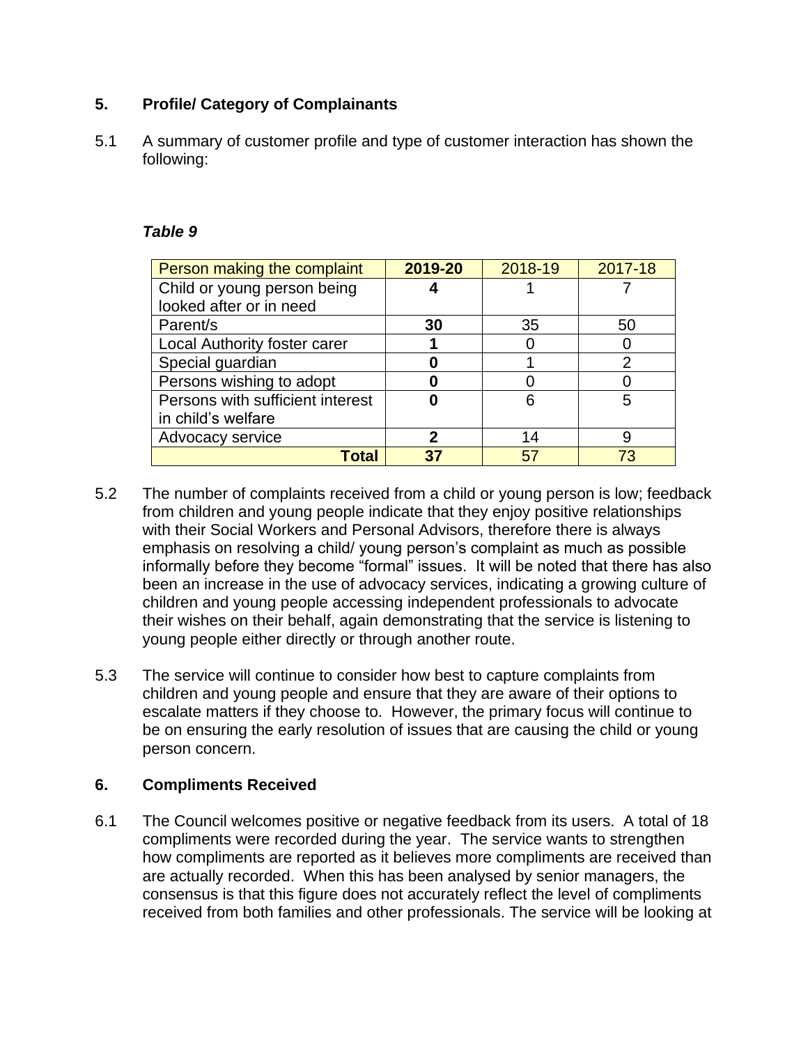## 5. Profile/ Category of Complainants

5.1 A summary of customer profile and type of customer interaction has shown the following:

***Table 9***

| Person making the complaint | **2019-20** | 2018-19 | 2017-18 |
|---|---|---|---|
| Child or young person being looked after or in need | **4** | 1 | 7 |
| Parent/s | **30** | 35 | 50 |
| Local Authority foster carer | **1** | 0 | 0 |
| Special guardian | **0** | 1 | 2 |
| Persons wishing to adopt | **0** | 0 | 0 |
| Persons with sufficient interest in child's welfare | **0** | 6 | 5 |
| Advocacy service | **2** | 14 | 9 |
| **Total** | **37** | 57 | 73 |

5.2 The number of complaints received from a child or young person is low; feedback from children and young people indicate that they enjoy positive relationships with their Social Workers and Personal Advisors, therefore there is always emphasis on resolving a child/ young person's complaint as much as possible informally before they become "formal" issues. It will be noted that there has also been an increase in the use of advocacy services, indicating a growing culture of children and young people accessing independent professionals to advocate their wishes on their behalf, again demonstrating that the service is listening to young people either directly or through another route.

5.3 The service will continue to consider how best to capture complaints from children and young people and ensure that they are aware of their options to escalate matters if they choose to. However, the primary focus will continue to be on ensuring the early resolution of issues that are causing the child or young person concern.

## 6. Compliments Received

6.1 The Council welcomes positive or negative feedback from its users. A total of 18 compliments were recorded during the year. The service wants to strengthen how compliments are reported as it believes more compliments are received than are actually recorded. When this has been analysed by senior managers, the consensus is that this figure does not accurately reflect the level of compliments received from both families and other professionals. The service will be looking at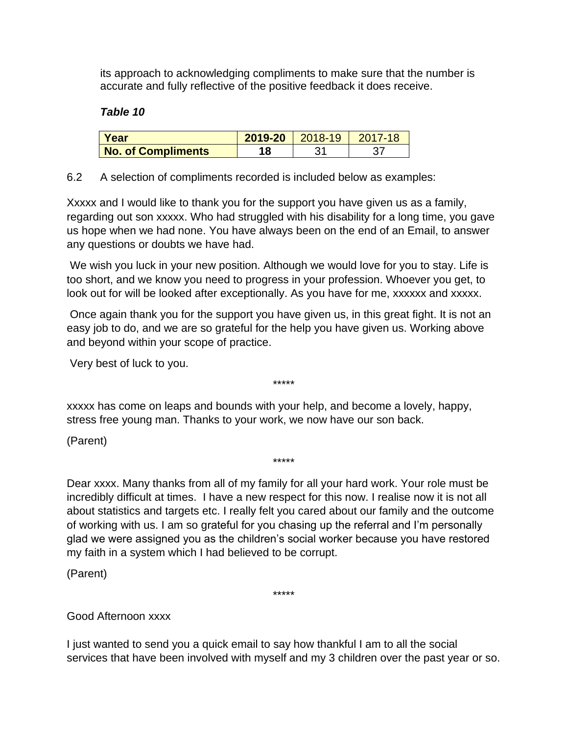its approach to acknowledging compliments to make sure that the number is accurate and fully reflective of the positive feedback it does receive.

***Table 10***

| Year | 2019-20 | 2018-19 | 2017-18 |
|---|---|---|---|
| **No. of Compliments** | **18** | 31 | 37 |

6.2 A selection of compliments recorded is included below as examples:

Xxxxx and I would like to thank you for the support you have given us as a family, regarding out son xxxxx. Who had struggled with his disability for a long time, you gave us hope when we had none. You have always been on the end of an Email, to answer any questions or doubts we have had.

We wish you luck in your new position. Although we would love for you to stay. Life is too short, and we know you need to progress in your profession. Whoever you get, to look out for will be looked after exceptionally. As you have for me, xxxxxx and xxxxx.

Once again thank you for the support you have given us, in this great fight. It is not an easy job to do, and we are so grateful for the help you have given us. Working above and beyond within your scope of practice.

Very best of luck to you.

*****

xxxxx has come on leaps and bounds with your help, and become a lovely, happy, stress free young man. Thanks to your work, we now have our son back.

(Parent)

*****

Dear xxxx. Many thanks from all of my family for all your hard work. Your role must be incredibly difficult at times. I have a new respect for this now. I realise now it is not all about statistics and targets etc. I really felt you cared about our family and the outcome of working with us. I am so grateful for you chasing up the referral and I'm personally glad we were assigned you as the children's social worker because you have restored my faith in a system which I had believed to be corrupt.

(Parent)

*****

Good Afternoon xxxx

I just wanted to send you a quick email to say how thankful I am to all the social services that have been involved with myself and my 3 children over the past year or so.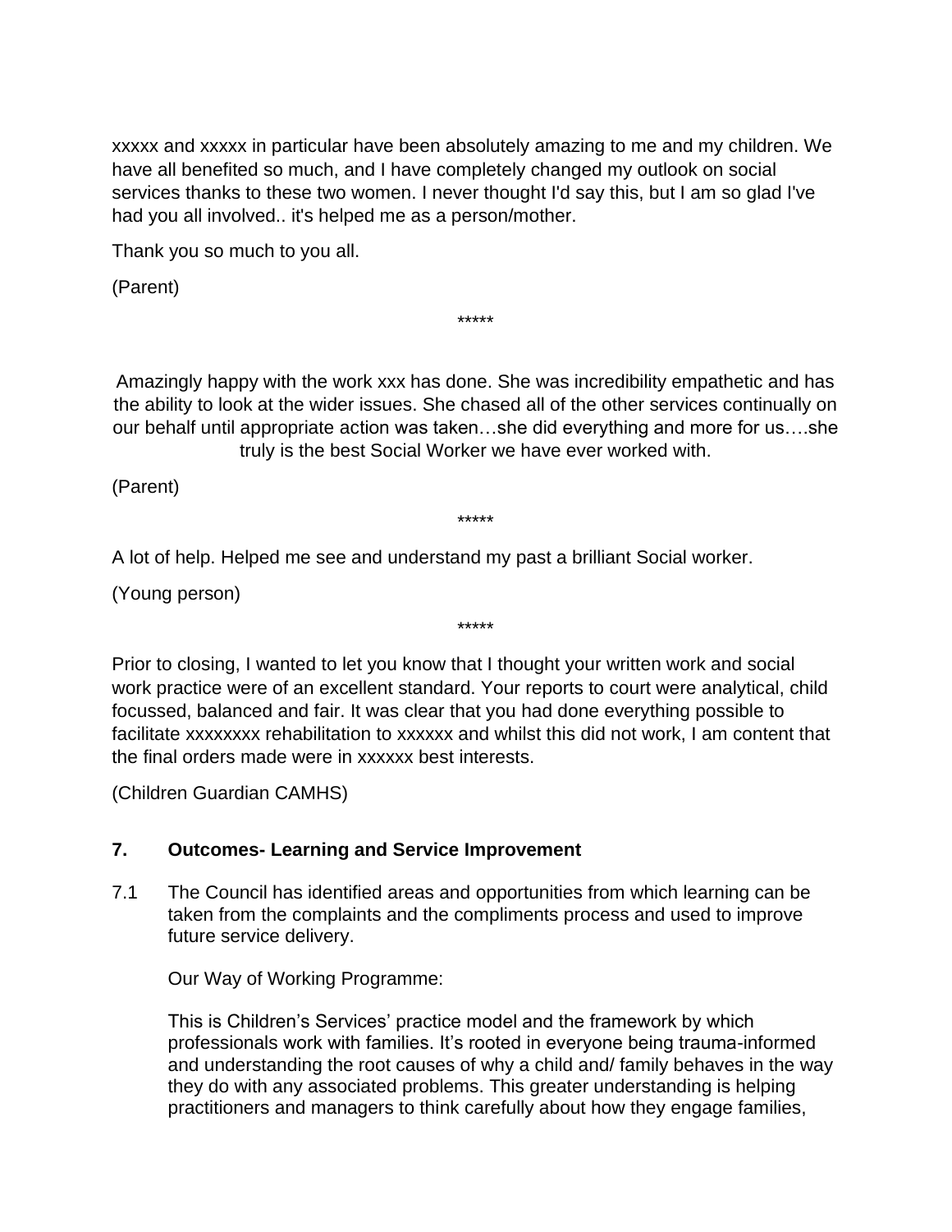xxxxx and xxxxx in particular have been absolutely amazing to me and my children. We have all benefited so much, and I have completely changed my outlook on social services thanks to these two women. I never thought I'd say this, but I am so glad I've had you all involved.. it's helped me as a person/mother.

Thank you so much to you all.

(Parent)

*****

Amazingly happy with the work xxx has done. She was incredibility empathetic and has the ability to look at the wider issues. She chased all of the other services continually on our behalf until appropriate action was taken…she did everything and more for us….she truly is the best Social Worker we have ever worked with.

(Parent)

*****

A lot of help. Helped me see and understand my past a brilliant Social worker.

(Young person)

*****

Prior to closing, I wanted to let you know that I thought your written work and social work practice were of an excellent standard. Your reports to court were analytical, child focussed, balanced and fair. It was clear that you had done everything possible to facilitate xxxxxxxx rehabilitation to xxxxxx and whilst this did not work, I am content that the final orders made were in xxxxxx best interests.

(Children Guardian CAMHS)

## 7. Outcomes- Learning and Service Improvement

7.1 The Council has identified areas and opportunities from which learning can be taken from the complaints and the compliments process and used to improve future service delivery.

Our Way of Working Programme:

This is Children's Services' practice model and the framework by which professionals work with families. It's rooted in everyone being trauma-informed and understanding the root causes of why a child and/ family behaves in the way they do with any associated problems. This greater understanding is helping practitioners and managers to think carefully about how they engage families,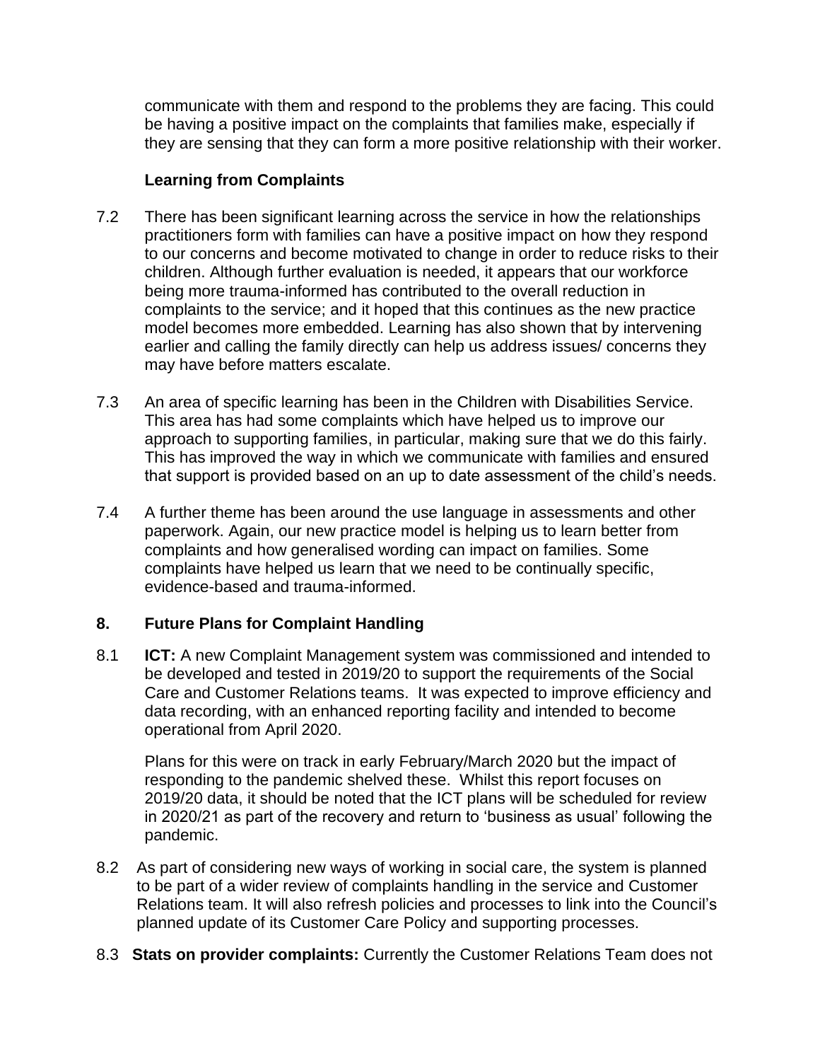communicate with them and respond to the problems they are facing. This could be having a positive impact on the complaints that families make, especially if they are sensing that they can form a more positive relationship with their worker.

**Learning from Complaints**

7.2 There has been significant learning across the service in how the relationships practitioners form with families can have a positive impact on how they respond to our concerns and become motivated to change in order to reduce risks to their children. Although further evaluation is needed, it appears that our workforce being more trauma-informed has contributed to the overall reduction in complaints to the service; and it hoped that this continues as the new practice model becomes more embedded. Learning has also shown that by intervening earlier and calling the family directly can help us address issues/ concerns they may have before matters escalate.

7.3 An area of specific learning has been in the Children with Disabilities Service. This area has had some complaints which have helped us to improve our approach to supporting families, in particular, making sure that we do this fairly. This has improved the way in which we communicate with families and ensured that support is provided based on an up to date assessment of the child's needs.

7.4 A further theme has been around the use language in assessments and other paperwork. Again, our new practice model is helping us to learn better from complaints and how generalised wording can impact on families. Some complaints have helped us learn that we need to be continually specific, evidence-based and trauma-informed.

## 8. Future Plans for Complaint Handling

8.1 **ICT:** A new Complaint Management system was commissioned and intended to be developed and tested in 2019/20 to support the requirements of the Social Care and Customer Relations teams. It was expected to improve efficiency and data recording, with an enhanced reporting facility and intended to become operational from April 2020.

Plans for this were on track in early February/March 2020 but the impact of responding to the pandemic shelved these. Whilst this report focuses on 2019/20 data, it should be noted that the ICT plans will be scheduled for review in 2020/21 as part of the recovery and return to 'business as usual' following the pandemic.

8.2 As part of considering new ways of working in social care, the system is planned to be part of a wider review of complaints handling in the service and Customer Relations team. It will also refresh policies and processes to link into the Council's planned update of its Customer Care Policy and supporting processes.

8.3 **Stats on provider complaints:** Currently the Customer Relations Team does not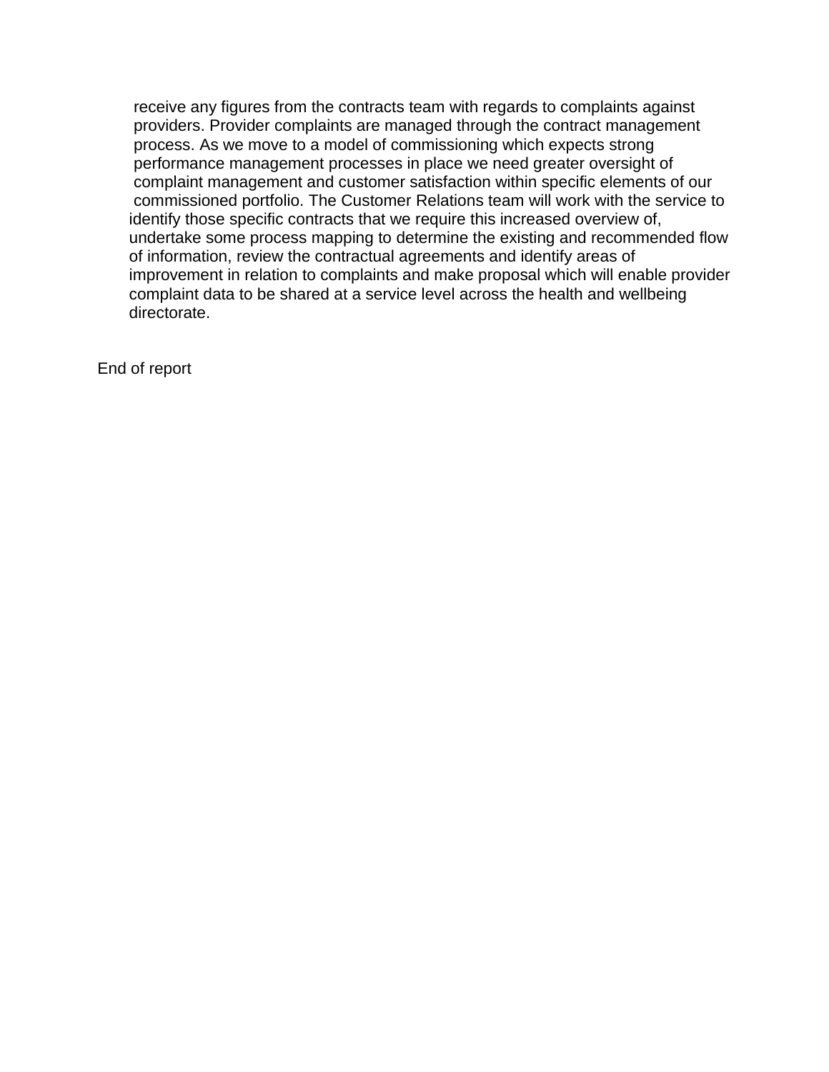receive any figures from the contracts team with regards to complaints against providers. Provider complaints are managed through the contract management process. As we move to a model of commissioning which expects strong performance management processes in place we need greater oversight of complaint management and customer satisfaction within specific elements of our commissioned portfolio. The Customer Relations team will work with the service to identify those specific contracts that we require this increased overview of, undertake some process mapping to determine the existing and recommended flow of information, review the contractual agreements and identify areas of improvement in relation to complaints and make proposal which will enable provider complaint data to be shared at a service level across the health and wellbeing directorate.

End of report